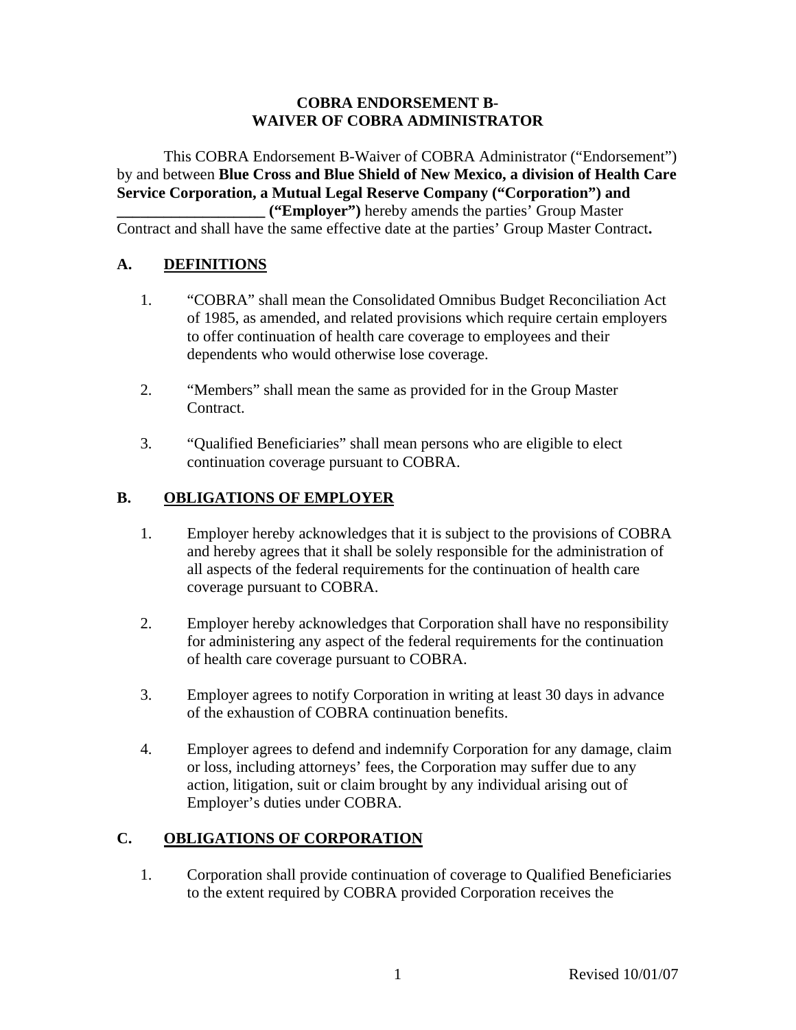# COBRA ENDORSEMENT B-
# WAIVER OF COBRA ADMINISTRATOR

This COBRA Endorsement B-Waiver of COBRA Administrator ("Endorsement") by and between **Blue Cross and Blue Shield of New Mexico, a division of Health Care Service Corporation, a Mutual Legal Reserve Company ("Corporation") and ___________________ ("Employer")** hereby amends the parties' Group Master Contract and shall have the same effective date at the parties' Group Master Contract**.**

## A. DEFINITIONS

1. "COBRA" shall mean the Consolidated Omnibus Budget Reconciliation Act of 1985, as amended, and related provisions which require certain employers to offer continuation of health care coverage to employees and their dependents who would otherwise lose coverage.

2. "Members" shall mean the same as provided for in the Group Master Contract.

3. "Qualified Beneficiaries" shall mean persons who are eligible to elect continuation coverage pursuant to COBRA.

## B. OBLIGATIONS OF EMPLOYER

1. Employer hereby acknowledges that it is subject to the provisions of COBRA and hereby agrees that it shall be solely responsible for the administration of all aspects of the federal requirements for the continuation of health care coverage pursuant to COBRA.

2. Employer hereby acknowledges that Corporation shall have no responsibility for administering any aspect of the federal requirements for the continuation of health care coverage pursuant to COBRA.

3. Employer agrees to notify Corporation in writing at least 30 days in advance of the exhaustion of COBRA continuation benefits.

4. Employer agrees to defend and indemnify Corporation for any damage, claim or loss, including attorneys' fees, the Corporation may suffer due to any action, litigation, suit or claim brought by any individual arising out of Employer's duties under COBRA.

## C. OBLIGATIONS OF CORPORATION

1. Corporation shall provide continuation of coverage to Qualified Beneficiaries to the extent required by COBRA provided Corporation receives the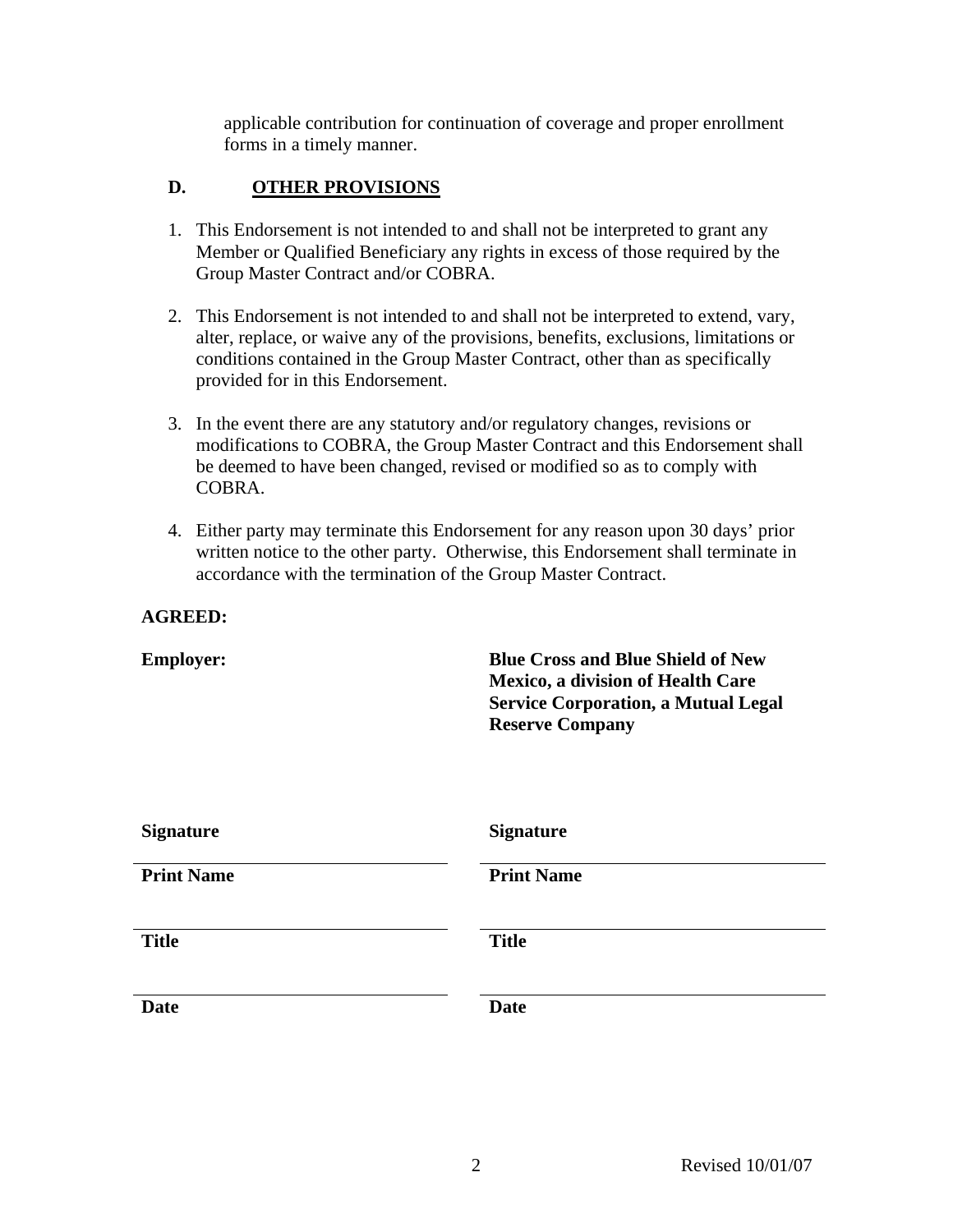applicable contribution for continuation of coverage and proper enrollment forms in a timely manner.

## D. OTHER PROVISIONS

1. This Endorsement is not intended to and shall not be interpreted to grant any Member or Qualified Beneficiary any rights in excess of those required by the Group Master Contract and/or COBRA.

2. This Endorsement is not intended to and shall not be interpreted to extend, vary, alter, replace, or waive any of the provisions, benefits, exclusions, limitations or conditions contained in the Group Master Contract, other than as specifically provided for in this Endorsement.

3. In the event there are any statutory and/or regulatory changes, revisions or modifications to COBRA, the Group Master Contract and this Endorsement shall be deemed to have been changed, revised or modified so as to comply with COBRA.

4. Either party may terminate this Endorsement for any reason upon 30 days' prior written notice to the other party. Otherwise, this Endorsement shall terminate in accordance with the termination of the Group Master Contract.

**AGREED:**

| | |
|---|---|
| **Employer:** | **Blue Cross and Blue Shield of New Mexico, a division of Health Care Service Corporation, a Mutual Legal Reserve Company** |
| **Signature** | **Signature** |
| **Print Name** | **Print Name** |
| **Title** | **Title** |
| **Date** | **Date** |

Revised 10/01/07